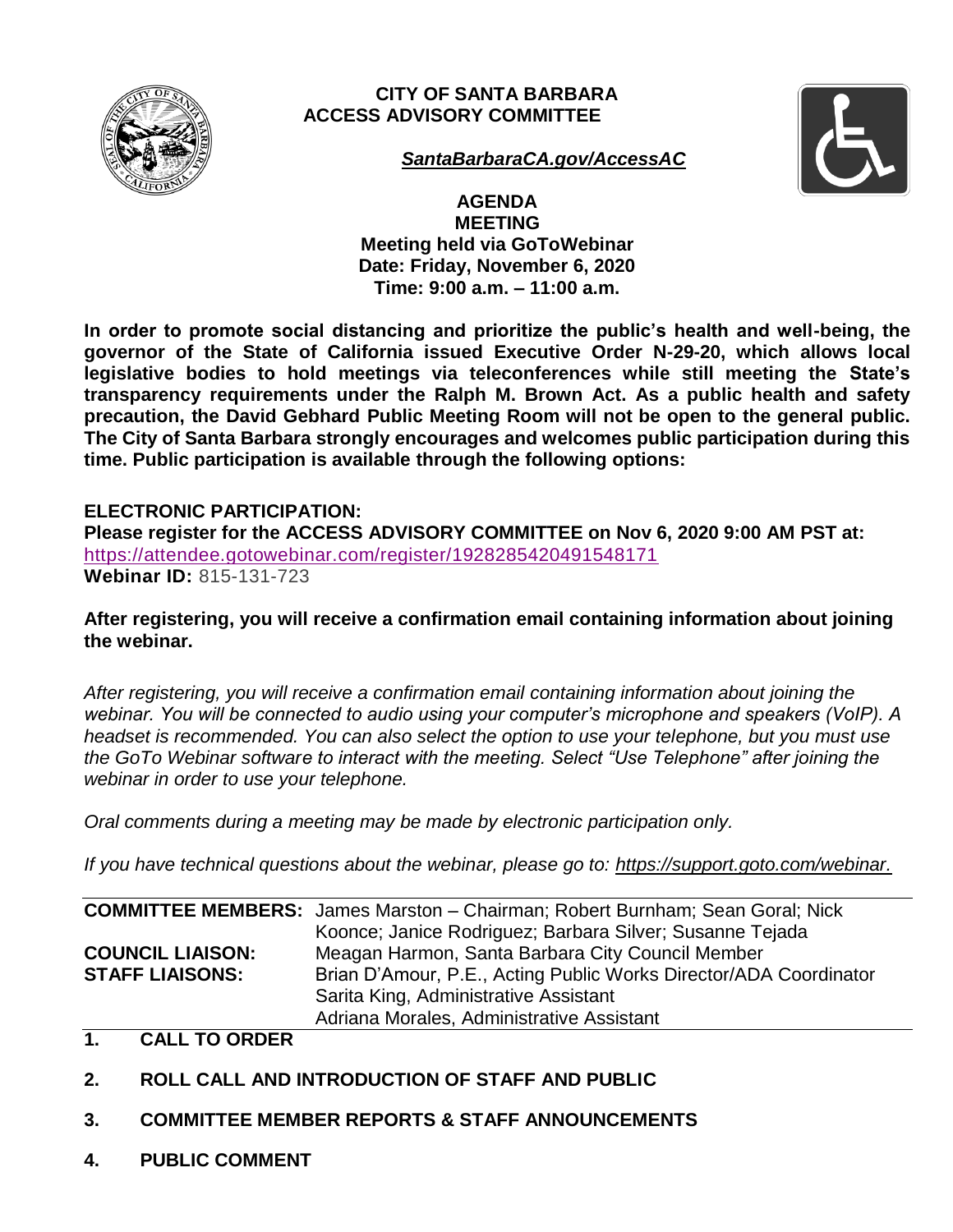# CITY OF SANTA BARBARA
# ACCESS ADVISORY COMMITTEE

***SantaBarbaraCA.gov/AccessAC***

**AGENDA**
**MEETING**
**Meeting held via GoToWebinar**
**Date: Friday, November 6, 2020**
**Time: 9:00 a.m. – 11:00 a.m.**

**In order to promote social distancing and prioritize the public's health and well-being, the governor of the State of California issued Executive Order N-29-20, which allows local legislative bodies to hold meetings via teleconferences while still meeting the State's transparency requirements under the Ralph M. Brown Act. As a public health and safety precaution, the David Gebhard Public Meeting Room will not be open to the general public. The City of Santa Barbara strongly encourages and welcomes public participation during this time. Public participation is available through the following options:**

**ELECTRONIC PARTICIPATION:**
**Please register for the ACCESS ADVISORY COMMITTEE on Nov 6, 2020 9:00 AM PST at:**
https://attendee.gotowebinar.com/register/1928285420491548171
**Webinar ID:** 815-131-723

**After registering, you will receive a confirmation email containing information about joining the webinar.**

*After registering, you will receive a confirmation email containing information about joining the webinar. You will be connected to audio using your computer's microphone and speakers (VoIP). A headset is recommended. You can also select the option to use your telephone, but you must use the GoTo Webinar software to interact with the meeting. Select "Use Telephone" after joining the webinar in order to use your telephone.*

*Oral comments during a meeting may be made by electronic participation only.*

*If you have technical questions about the webinar, please go to: https://support.goto.com/webinar.*

| | |
|---|---|
| **COMMITTEE MEMBERS:** | James Marston – Chairman; Robert Burnham; Sean Goral; Nick Koonce; Janice Rodriguez; Barbara Silver; Susanne Tejada |
| **COUNCIL LIAISON:** | Meagan Harmon, Santa Barbara City Council Member |
| **STAFF LIAISONS:** | Brian D'Amour, P.E., Acting Public Works Director/ADA Coordinator<br>Sarita King, Administrative Assistant<br>Adriana Morales, Administrative Assistant |

**1. CALL TO ORDER**

**2. ROLL CALL AND INTRODUCTION OF STAFF AND PUBLIC**

**3. COMMITTEE MEMBER REPORTS & STAFF ANNOUNCEMENTS**

**4. PUBLIC COMMENT**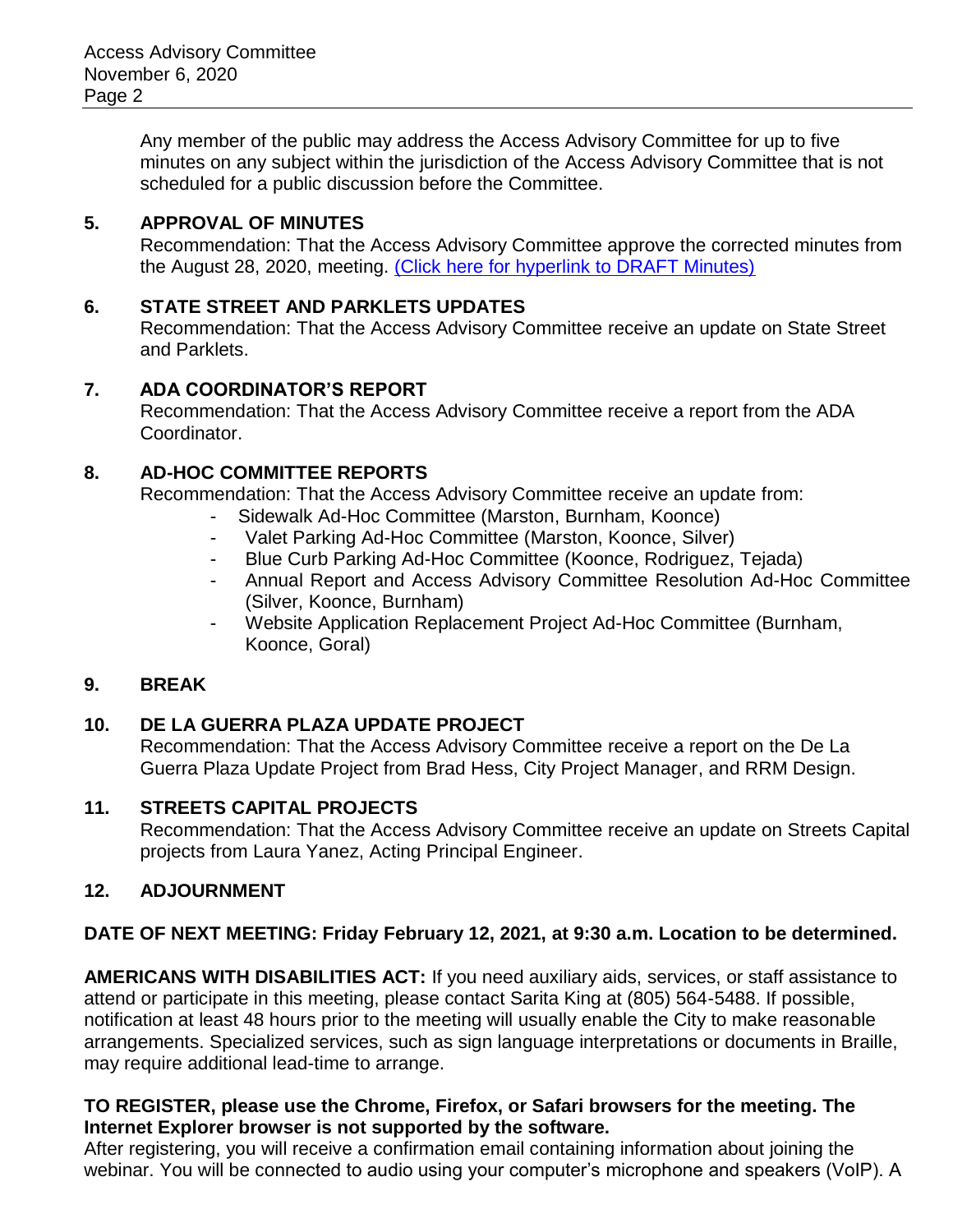Any member of the public may address the Access Advisory Committee for up to five minutes on any subject within the jurisdiction of the Access Advisory Committee that is not scheduled for a public discussion before the Committee.

**5. APPROVAL OF MINUTES**

Recommendation: That the Access Advisory Committee approve the corrected minutes from the August 28, 2020, meeting. [(Click here for hyperlink to DRAFT Minutes)]

**6. STATE STREET AND PARKLETS UPDATES**

Recommendation: That the Access Advisory Committee receive an update on State Street and Parklets.

**7. ADA COORDINATOR'S REPORT**

Recommendation: That the Access Advisory Committee receive a report from the ADA Coordinator.

**8. AD-HOC COMMITTEE REPORTS**

Recommendation: That the Access Advisory Committee receive an update from:

- Sidewalk Ad-Hoc Committee (Marston, Burnham, Koonce)
- Valet Parking Ad-Hoc Committee (Marston, Koonce, Silver)
- Blue Curb Parking Ad-Hoc Committee (Koonce, Rodriguez, Tejada)
- Annual Report and Access Advisory Committee Resolution Ad-Hoc Committee (Silver, Koonce, Burnham)
- Website Application Replacement Project Ad-Hoc Committee (Burnham, Koonce, Goral)

**9. BREAK**

**10. DE LA GUERRA PLAZA UPDATE PROJECT**

Recommendation: That the Access Advisory Committee receive a report on the De La Guerra Plaza Update Project from Brad Hess, City Project Manager, and RRM Design.

**11. STREETS CAPITAL PROJECTS**

Recommendation: That the Access Advisory Committee receive an update on Streets Capital projects from Laura Yanez, Acting Principal Engineer.

**12. ADJOURNMENT**

**DATE OF NEXT MEETING: Friday February 12, 2021, at 9:30 a.m. Location to be determined.**

**AMERICANS WITH DISABILITIES ACT:** If you need auxiliary aids, services, or staff assistance to attend or participate in this meeting, please contact Sarita King at (805) 564-5488. If possible, notification at least 48 hours prior to the meeting will usually enable the City to make reasonable arrangements. Specialized services, such as sign language interpretations or documents in Braille, may require additional lead-time to arrange.

**TO REGISTER, please use the Chrome, Firefox, or Safari browsers for the meeting. The Internet Explorer browser is not supported by the software.**

After registering, you will receive a confirmation email containing information about joining the webinar. You will be connected to audio using your computer's microphone and speakers (VoIP). A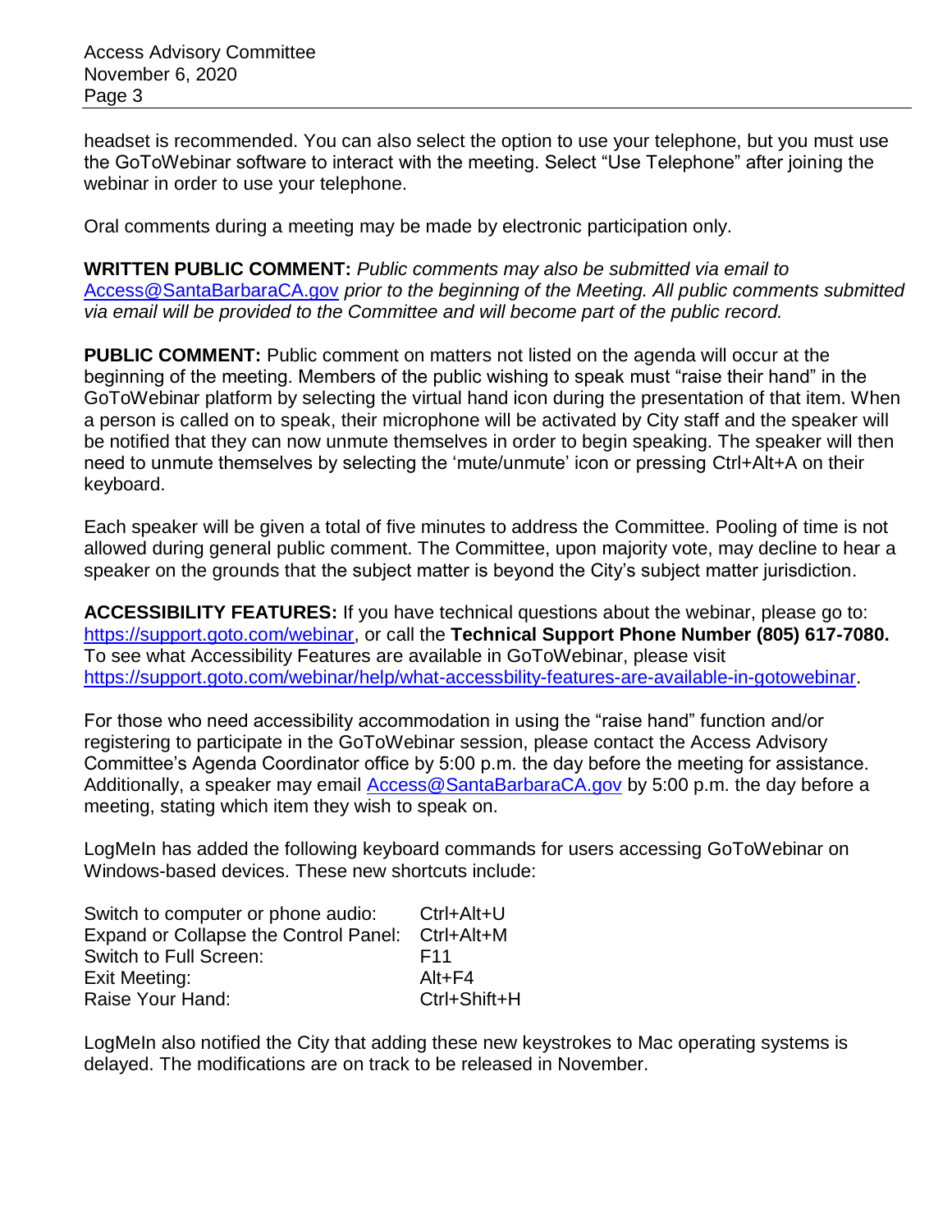headset is recommended. You can also select the option to use your telephone, but you must use the GoToWebinar software to interact with the meeting. Select "Use Telephone" after joining the webinar in order to use your telephone.

Oral comments during a meeting may be made by electronic participation only.

**WRITTEN PUBLIC COMMENT:** *Public comments may also be submitted via email to* [Access@SantaBarbaraCA.gov](mailto:Access@SantaBarbaraCA.gov) *prior to the beginning of the Meeting. All public comments submitted via email will be provided to the Committee and will become part of the public record.*

**PUBLIC COMMENT:** Public comment on matters not listed on the agenda will occur at the beginning of the meeting. Members of the public wishing to speak must "raise their hand" in the GoToWebinar platform by selecting the virtual hand icon during the presentation of that item. When a person is called on to speak, their microphone will be activated by City staff and the speaker will be notified that they can now unmute themselves in order to begin speaking. The speaker will then need to unmute themselves by selecting the 'mute/unmute' icon or pressing Ctrl+Alt+A on their keyboard.

Each speaker will be given a total of five minutes to address the Committee. Pooling of time is not allowed during general public comment. The Committee, upon majority vote, may decline to hear a speaker on the grounds that the subject matter is beyond the City's subject matter jurisdiction.

**ACCESSIBILITY FEATURES:** If you have technical questions about the webinar, please go to: [https://support.goto.com/webinar](https://support.goto.com/webinar), or call the **Technical Support Phone Number (805) 617-7080.** To see what Accessibility Features are available in GoToWebinar, please visit [https://support.goto.com/webinar/help/what-accessbility-features-are-available-in-gotowebinar](https://support.goto.com/webinar/help/what-accessbility-features-are-available-in-gotowebinar).

For those who need accessibility accommodation in using the "raise hand" function and/or registering to participate in the GoToWebinar session, please contact the Access Advisory Committee's Agenda Coordinator office by 5:00 p.m. the day before the meeting for assistance. Additionally, a speaker may email [Access@SantaBarbaraCA.gov](mailto:Access@SantaBarbaraCA.gov) by 5:00 p.m. the day before a meeting, stating which item they wish to speak on.

LogMeIn has added the following keyboard commands for users accessing GoToWebinar on Windows-based devices. These new shortcuts include:

| | |
|---|---|
| Switch to computer or phone audio: | Ctrl+Alt+U |
| Expand or Collapse the Control Panel: | Ctrl+Alt+M |
| Switch to Full Screen: | F11 |
| Exit Meeting: | Alt+F4 |
| Raise Your Hand: | Ctrl+Shift+H |

LogMeIn also notified the City that adding these new keystrokes to Mac operating systems is delayed. The modifications are on track to be released in November.